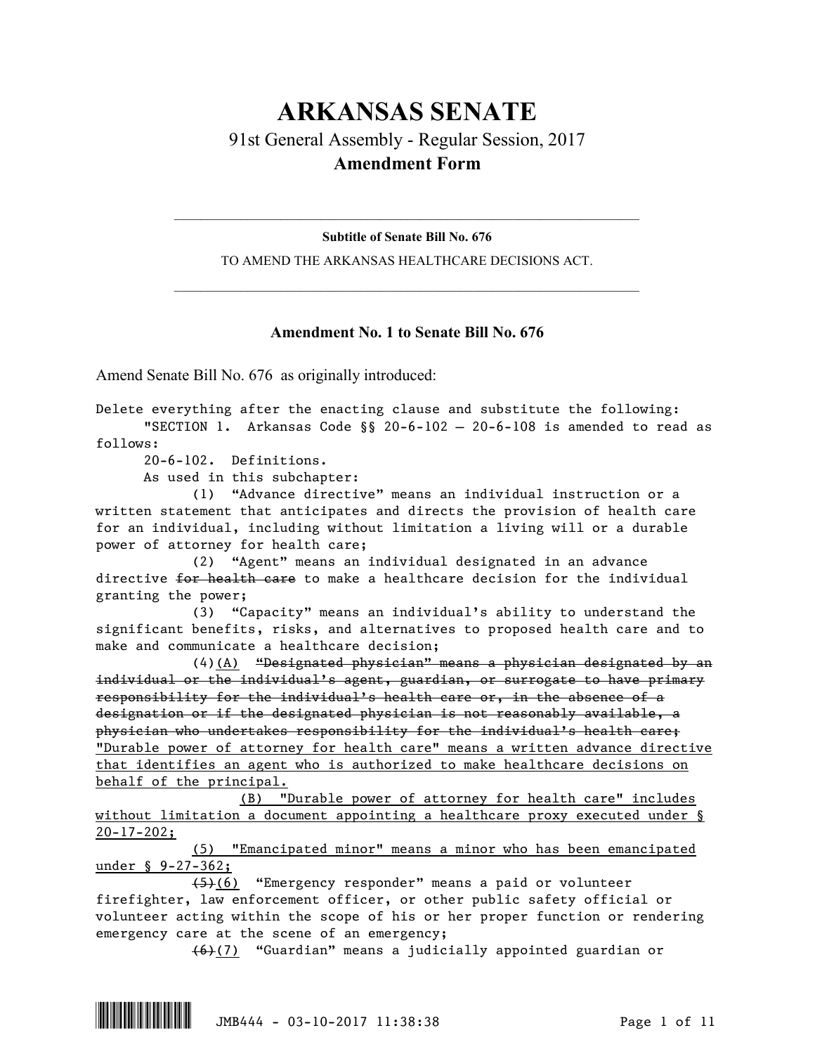# ARKANSAS SENATE

91st General Assembly - Regular Session, 2017

**Amendment Form**

---

**Subtitle of Senate Bill No. 676**

TO AMEND THE ARKANSAS HEALTHCARE DECISIONS ACT.

---

### Amendment No. 1 to Senate Bill No. 676

Amend Senate Bill No. 676 as originally introduced:

Delete everything after the enacting clause and substitute the following:

"SECTION 1. Arkansas Code §§ 20-6-102 — 20-6-108 is amended to read as follows:

20-6-102. Definitions.

As used in this subchapter:

(1) "Advance directive" means an individual instruction or a written statement that anticipates and directs the provision of health care for an individual, including without limitation a living will or a durable power of attorney for health care;

(2) "Agent" means an individual designated in an advance directive ~~for health care~~ to make a healthcare decision for the individual granting the power;

(3) "Capacity" means an individual's ability to understand the significant benefits, risks, and alternatives to proposed health care and to make and communicate a healthcare decision;

(4)<u>(A)</u> ~~"Designated physician" means a physician designated by an individual or the individual's agent, guardian, or surrogate to have primary responsibility for the individual's health care or, in the absence of a designation or if the designated physician is not reasonably available, a physician who undertakes responsibility for the individual's health care;~~ <u>"Durable power of attorney for health care" means a written advance directive that identifies an agent who is authorized to make healthcare decisions on behalf of the principal.</u>

<u>(B) "Durable power of attorney for health care" includes without limitation a document appointing a healthcare proxy executed under § 20-17-202;</u>

<u>(5) "Emancipated minor" means a minor who has been emancipated under § 9-27-362;</u>

~~(5)~~<u>(6)</u> "Emergency responder" means a paid or volunteer firefighter, law enforcement officer, or other public safety official or volunteer acting within the scope of his or her proper function or rendering emergency care at the scene of an emergency;

~~(6)~~<u>(7)</u> "Guardian" means a judicially appointed guardian or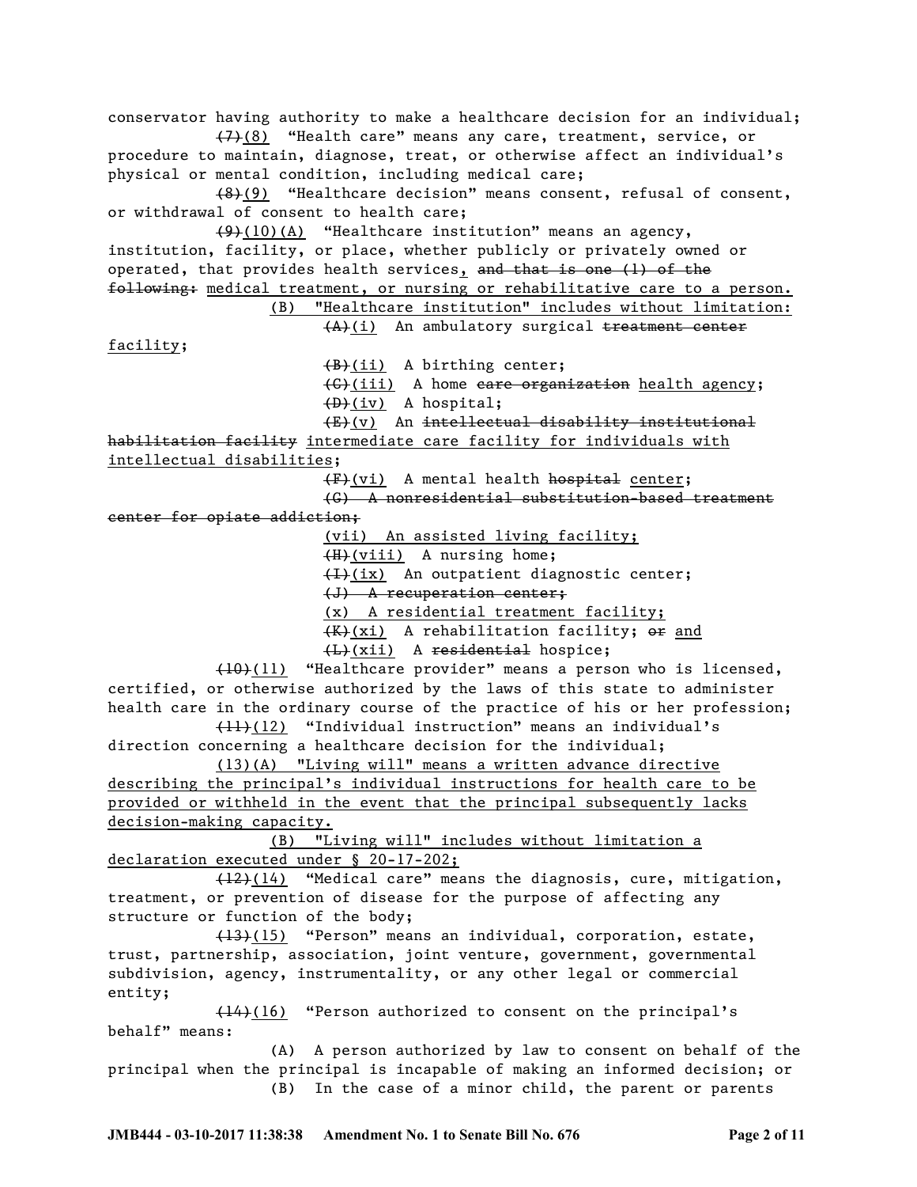conservator having authority to make a healthcare decision for an individual;

~~(7)~~<u>(8)</u> "Health care" means any care, treatment, service, or procedure to maintain, diagnose, treat, or otherwise affect an individual's physical or mental condition, including medical care;

~~(8)~~<u>(9)</u> "Healthcare decision" means consent, refusal of consent, or withdrawal of consent to health care;

~~(9)~~<u>(10)(A)</u> "Healthcare institution" means an agency, institution, facility, or place, whether publicly or privately owned or operated, that provides health services<u>,</u> ~~and that is one (1) of the following:~~ <u>medical treatment, or nursing or rehabilitative care to a person.</u>

<u>(B) "Healthcare institution" includes without limitation:</u>

~~(A)~~<u>(i)</u> An ambulatory surgical ~~treatment center~~ <u>facility</u>;

~~(B)~~<u>(ii)</u> A birthing center;

~~(C)~~<u>(iii)</u> A home ~~care organization~~ <u>health agency</u>;

~~(D)~~<u>(iv)</u> A hospital;

~~(E)~~<u>(v)</u> An ~~intellectual disability institutional habilitation facility~~ <u>intermediate care facility for individuals with intellectual disabilities</u>;

~~(F)~~<u>(vi)</u> A mental health ~~hospital~~ <u>center</u>;

~~(G) A nonresidential substitution-based treatment center for opiate addiction;~~

<u>(vii) An assisted living facility;</u>

~~(H)~~<u>(viii)</u> A nursing home;

~~(I)~~<u>(ix)</u> An outpatient diagnostic center;

~~(J) A recuperation center;~~

<u>(x) A residential treatment facility;</u>

~~(K)~~<u>(xi)</u> A rehabilitation facility; ~~or~~ <u>and</u>

~~(L)~~<u>(xii)</u> A ~~residential~~ hospice;

~~(10)~~<u>(11)</u> "Healthcare provider" means a person who is licensed, certified, or otherwise authorized by the laws of this state to administer health care in the ordinary course of the practice of his or her profession;

~~(11)~~<u>(12)</u> "Individual instruction" means an individual's direction concerning a healthcare decision for the individual;

<u>(13)(A) "Living will" means a written advance directive describing the principal's individual instructions for health care to be provided or withheld in the event that the principal subsequently lacks decision-making capacity.</u>

<u>(B) "Living will" includes without limitation a declaration executed under § 20-17-202;</u>

~~(12)~~<u>(14)</u> "Medical care" means the diagnosis, cure, mitigation, treatment, or prevention of disease for the purpose of affecting any structure or function of the body;

~~(13)~~<u>(15)</u> "Person" means an individual, corporation, estate, trust, partnership, association, joint venture, government, governmental subdivision, agency, instrumentality, or any other legal or commercial entity;

~~(14)~~<u>(16)</u> "Person authorized to consent on the principal's behalf" means:

(A) A person authorized by law to consent on behalf of the principal when the principal is incapable of making an informed decision; or

(B) In the case of a minor child, the parent or parents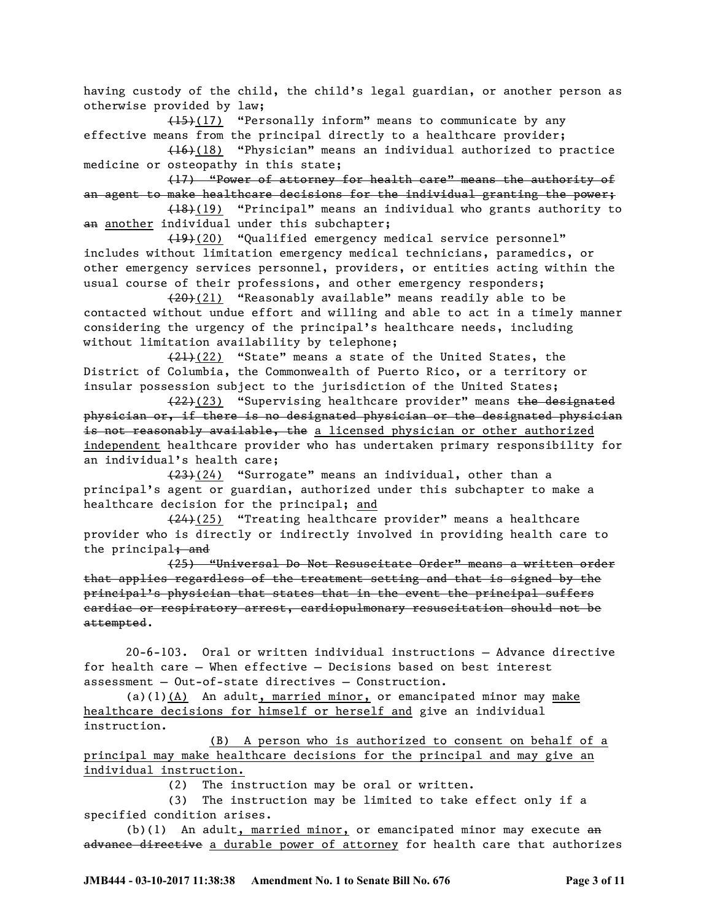having custody of the child, the child's legal guardian, or another person as otherwise provided by law;

~~(15)~~(17) "Personally inform" means to communicate by any effective means from the principal directly to a healthcare provider;

~~(16)~~(18) "Physician" means an individual authorized to practice medicine or osteopathy in this state;

~~(17) "Power of attorney for health care" means the authority of an agent to make healthcare decisions for the individual granting the power;~~

~~(18)~~(19) "Principal" means an individual who grants authority to ~~an~~ another individual under this subchapter;

~~(19)~~(20) "Qualified emergency medical service personnel" includes without limitation emergency medical technicians, paramedics, or other emergency services personnel, providers, or entities acting within the usual course of their professions, and other emergency responders;

~~(20)~~(21) "Reasonably available" means readily able to be contacted without undue effort and willing and able to act in a timely manner considering the urgency of the principal's healthcare needs, including without limitation availability by telephone;

~~(21)~~(22) "State" means a state of the United States, the District of Columbia, the Commonwealth of Puerto Rico, or a territory or insular possession subject to the jurisdiction of the United States;

~~(22)~~(23) "Supervising healthcare provider" means ~~the designated physician or, if there is no designated physician or the designated physician is not reasonably available, the~~ a licensed physician or other authorized independent healthcare provider who has undertaken primary responsibility for an individual's health care;

~~(23)~~(24) "Surrogate" means an individual, other than a principal's agent or guardian, authorized under this subchapter to make a healthcare decision for the principal; and

~~(24)~~(25) "Treating healthcare provider" means a healthcare provider who is directly or indirectly involved in providing health care to the principal~~; and~~

~~(25) "Universal Do Not Resuscitate Order" means a written order that applies regardless of the treatment setting and that is signed by the principal's physician that states that in the event the principal suffers cardiac or respiratory arrest, cardiopulmonary resuscitation should not be attempted~~.

20-6-103. Oral or written individual instructions — Advance directive for health care — When effective — Decisions based on best interest assessment — Out-of-state directives — Construction.

(a)(1)(A) An adult, married minor, or emancipated minor may make healthcare decisions for himself or herself and give an individual instruction.

(B) A person who is authorized to consent on behalf of a principal may make healthcare decisions for the principal and may give an individual instruction.

(2) The instruction may be oral or written.

(3) The instruction may be limited to take effect only if a specified condition arises.

(b)(1) An adult, married minor, or emancipated minor may execute ~~an advance directive~~ a durable power of attorney for health care that authorizes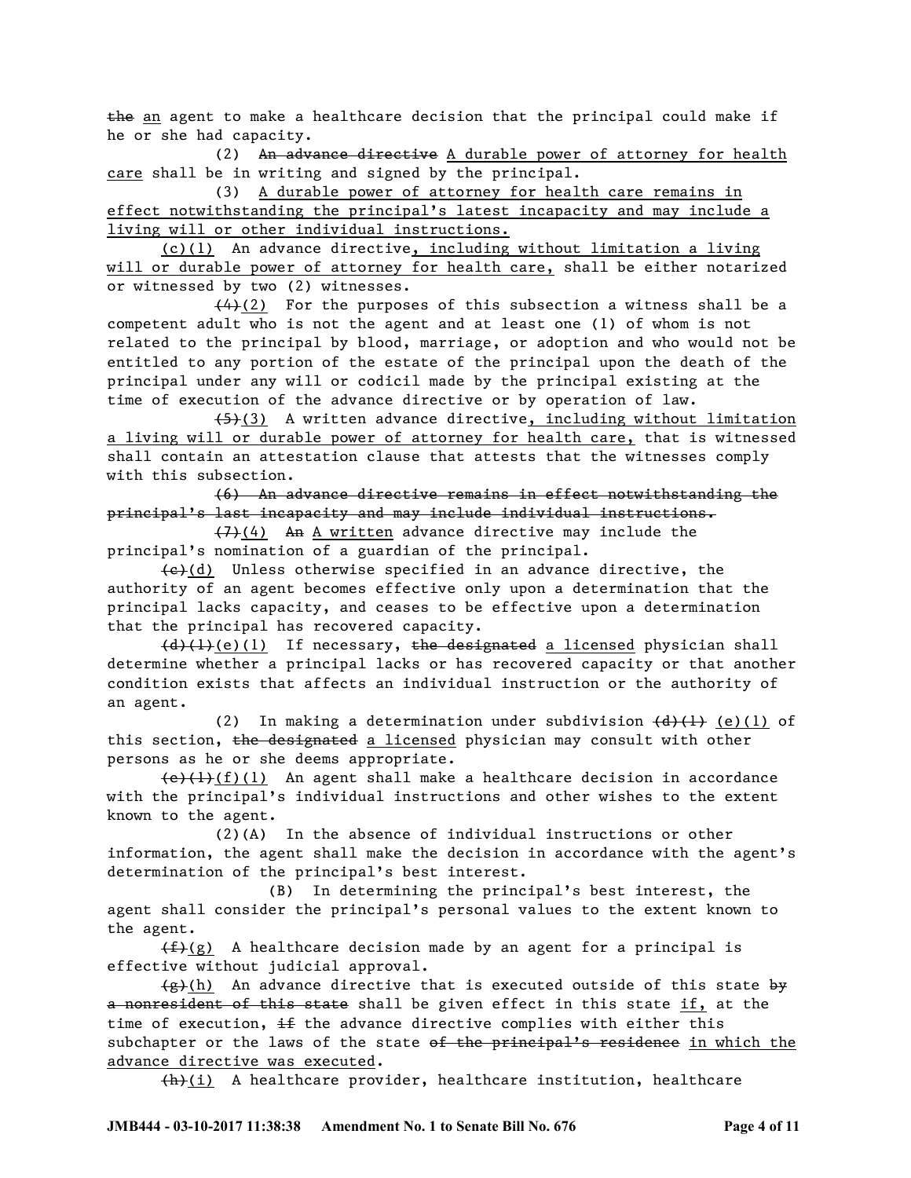~~the~~ an agent to make a healthcare decision that the principal could make if he or she had capacity.

(2) ~~An advance directive~~ A durable power of attorney for health care shall be in writing and signed by the principal.

(3) A durable power of attorney for health care remains in effect notwithstanding the principal's latest incapacity and may include a living will or other individual instructions.

(c)(1) An advance directive, including without limitation a living will or durable power of attorney for health care, shall be either notarized or witnessed by two (2) witnesses.

~~(4)~~(2) For the purposes of this subsection a witness shall be a competent adult who is not the agent and at least one (1) of whom is not related to the principal by blood, marriage, or adoption and who would not be entitled to any portion of the estate of the principal upon the death of the principal under any will or codicil made by the principal existing at the time of execution of the advance directive or by operation of law.

~~(5)~~(3) A written advance directive, including without limitation a living will or durable power of attorney for health care, that is witnessed shall contain an attestation clause that attests that the witnesses comply with this subsection.

~~(6) An advance directive remains in effect notwithstanding the principal's last incapacity and may include individual instructions.~~

~~(7)~~(4) ~~An~~ A written advance directive may include the principal's nomination of a guardian of the principal.

~~(c)~~(d) Unless otherwise specified in an advance directive, the authority of an agent becomes effective only upon a determination that the principal lacks capacity, and ceases to be effective upon a determination that the principal has recovered capacity.

~~(d)(1)~~(e)(1) If necessary, ~~the designated~~ a licensed physician shall determine whether a principal lacks or has recovered capacity or that another condition exists that affects an individual instruction or the authority of an agent.

(2) In making a determination under subdivision ~~(d)(1)~~ (e)(1) of this section, ~~the designated~~ a licensed physician may consult with other persons as he or she deems appropriate.

~~(e)(1)~~(f)(1) An agent shall make a healthcare decision in accordance with the principal's individual instructions and other wishes to the extent known to the agent.

(2)(A) In the absence of individual instructions or other information, the agent shall make the decision in accordance with the agent's determination of the principal's best interest.

(B) In determining the principal's best interest, the agent shall consider the principal's personal values to the extent known to the agent.

~~(f)~~(g) A healthcare decision made by an agent for a principal is effective without judicial approval.

~~(g)~~(h) An advance directive that is executed outside of this state ~~by a nonresident of this state~~ shall be given effect in this state if, at the time of execution, ~~if~~ the advance directive complies with either this subchapter or the laws of the state ~~of the principal's residence~~ in which the advance directive was executed.

~~(h)~~(i) A healthcare provider, healthcare institution, healthcare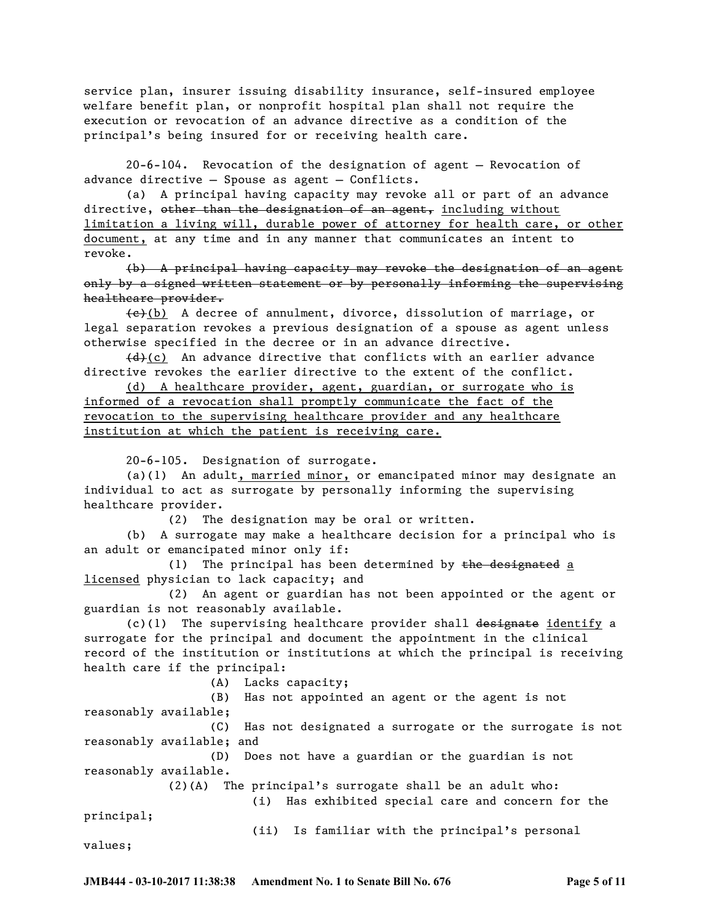service plan, insurer issuing disability insurance, self-insured employee welfare benefit plan, or nonprofit hospital plan shall not require the execution or revocation of an advance directive as a condition of the principal's being insured for or receiving health care.

20-6-104. Revocation of the designation of agent — Revocation of advance directive — Spouse as agent — Conflicts.

(a) A principal having capacity may revoke all or part of an advance directive, ~~other than the designation of an agent,~~ including without limitation a living will, durable power of attorney for health care, or other document, at any time and in any manner that communicates an intent to revoke.

~~(b) A principal having capacity may revoke the designation of an agent only by a signed written statement or by personally informing the supervising healthcare provider.~~

~~(c)~~(b) A decree of annulment, divorce, dissolution of marriage, or legal separation revokes a previous designation of a spouse as agent unless otherwise specified in the decree or in an advance directive.

~~(d)~~(c) An advance directive that conflicts with an earlier advance directive revokes the earlier directive to the extent of the conflict.

(d) A healthcare provider, agent, guardian, or surrogate who is informed of a revocation shall promptly communicate the fact of the revocation to the supervising healthcare provider and any healthcare institution at which the patient is receiving care.

20-6-105. Designation of surrogate.

(a)(1) An adult, married minor, or emancipated minor may designate an individual to act as surrogate by personally informing the supervising healthcare provider.

(2) The designation may be oral or written.

(b) A surrogate may make a healthcare decision for a principal who is an adult or emancipated minor only if:

(1) The principal has been determined by ~~the designated~~ a licensed physician to lack capacity; and

(2) An agent or guardian has not been appointed or the agent or guardian is not reasonably available.

(c)(1) The supervising healthcare provider shall ~~designate~~ identify a surrogate for the principal and document the appointment in the clinical record of the institution or institutions at which the principal is receiving health care if the principal:

(A) Lacks capacity;

(B) Has not appointed an agent or the agent is not reasonably available;

(C) Has not designated a surrogate or the surrogate is not reasonably available; and

(D) Does not have a guardian or the guardian is not reasonably available.

(2)(A) The principal's surrogate shall be an adult who:

(i) Has exhibited special care and concern for the principal;

(ii) Is familiar with the principal's personal values;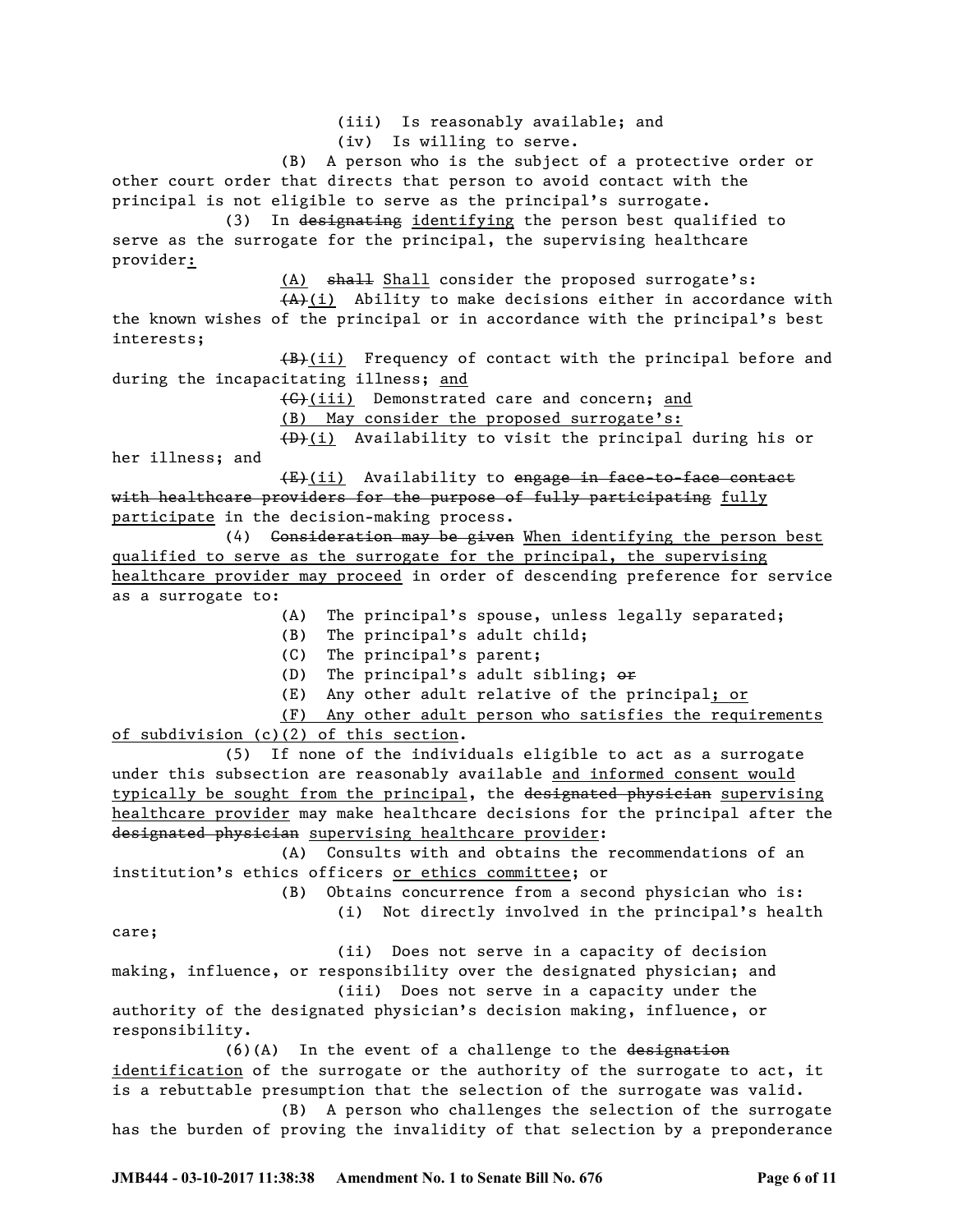(iii) Is reasonably available; and

(iv) Is willing to serve.

(B) A person who is the subject of a protective order or other court order that directs that person to avoid contact with the principal is not eligible to serve as the principal's surrogate.

(3) In ~~designating~~ identifying the person best qualified to serve as the surrogate for the principal, the supervising healthcare provider:

(A) ~~shall~~ Shall consider the proposed surrogate's:

~~(A)~~(i) Ability to make decisions either in accordance with the known wishes of the principal or in accordance with the principal's best interests;

~~(B)~~(ii) Frequency of contact with the principal before and during the incapacitating illness; and

~~(C)~~(iii) Demonstrated care and concern; and

(B) May consider the proposed surrogate's:

~~(D)~~(i) Availability to visit the principal during his or her illness; and

~~(E)~~(ii) Availability to ~~engage in face-to-face contact with healthcare providers for the purpose of fully participating~~ fully participate in the decision-making process.

(4) ~~Consideration may be given~~ When identifying the person best qualified to serve as the surrogate for the principal, the supervising healthcare provider may proceed in order of descending preference for service as a surrogate to:

(A) The principal's spouse, unless legally separated;

(B) The principal's adult child;

(C) The principal's parent;

(D) The principal's adult sibling; ~~or~~

(E) Any other adult relative of the principal; or

(F) Any other adult person who satisfies the requirements of subdivision (c)(2) of this section.

(5) If none of the individuals eligible to act as a surrogate under this subsection are reasonably available and informed consent would typically be sought from the principal, the ~~designated physician~~ supervising healthcare provider may make healthcare decisions for the principal after the ~~designated physician~~ supervising healthcare provider:

(A) Consults with and obtains the recommendations of an institution's ethics officers or ethics committee; or

(B) Obtains concurrence from a second physician who is:

(i) Not directly involved in the principal's health care;

(ii) Does not serve in a capacity of decision making, influence, or responsibility over the designated physician; and

(iii) Does not serve in a capacity under the authority of the designated physician's decision making, influence, or responsibility.

(6)(A) In the event of a challenge to the ~~designation~~ identification of the surrogate or the authority of the surrogate to act, it is a rebuttable presumption that the selection of the surrogate was valid.

(B) A person who challenges the selection of the surrogate has the burden of proving the invalidity of that selection by a preponderance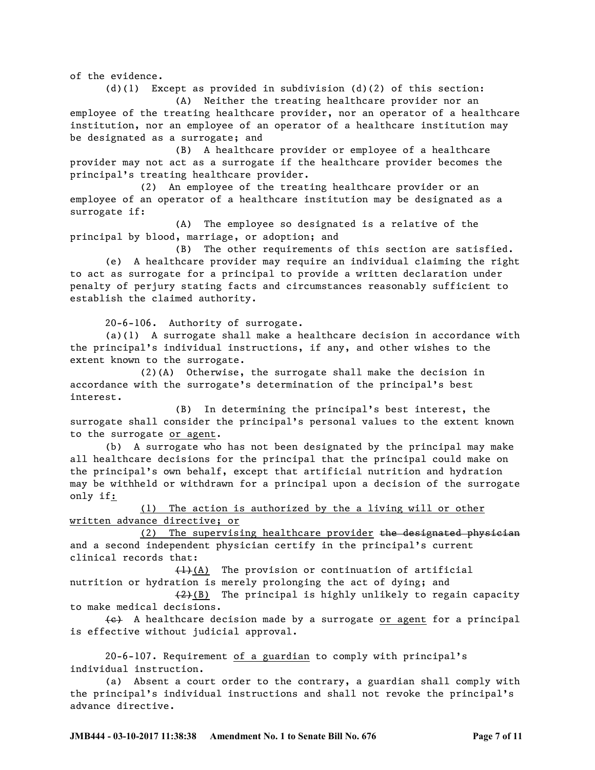of the evidence.

(d)(1) Except as provided in subdivision (d)(2) of this section:

(A) Neither the treating healthcare provider nor an employee of the treating healthcare provider, nor an operator of a healthcare institution, nor an employee of an operator of a healthcare institution may be designated as a surrogate; and

(B) A healthcare provider or employee of a healthcare provider may not act as a surrogate if the healthcare provider becomes the principal's treating healthcare provider.

(2) An employee of the treating healthcare provider or an employee of an operator of a healthcare institution may be designated as a surrogate if:

(A) The employee so designated is a relative of the principal by blood, marriage, or adoption; and

(B) The other requirements of this section are satisfied.

(e) A healthcare provider may require an individual claiming the right to act as surrogate for a principal to provide a written declaration under penalty of perjury stating facts and circumstances reasonably sufficient to establish the claimed authority.

20-6-106. Authority of surrogate.

(a)(1) A surrogate shall make a healthcare decision in accordance with the principal's individual instructions, if any, and other wishes to the extent known to the surrogate.

(2)(A) Otherwise, the surrogate shall make the decision in accordance with the surrogate's determination of the principal's best interest.

(B) In determining the principal's best interest, the surrogate shall consider the principal's personal values to the extent known to the surrogate <u>or agent</u>.

(b) A surrogate who has not been designated by the principal may make all healthcare decisions for the principal that the principal could make on the principal's own behalf, except that artificial nutrition and hydration may be withheld or withdrawn for a principal upon a decision of the surrogate only if<u>:</u>

<u>(1) The action is authorized by the a living will or other written advance directive; or</u>

<u>(2) The supervising healthcare provider</u> ~~the designated physician~~ and a second independent physician certify in the principal's current clinical records that:

~~(1)~~<u>(A)</u> The provision or continuation of artificial nutrition or hydration is merely prolonging the act of dying; and

~~(2)~~<u>(B)</u> The principal is highly unlikely to regain capacity to make medical decisions.

~~(c)~~ A healthcare decision made by a surrogate <u>or agent</u> for a principal is effective without judicial approval.

20-6-107. Requirement <u>of a guardian</u> to comply with principal's individual instruction.

(a) Absent a court order to the contrary, a guardian shall comply with the principal's individual instructions and shall not revoke the principal's advance directive.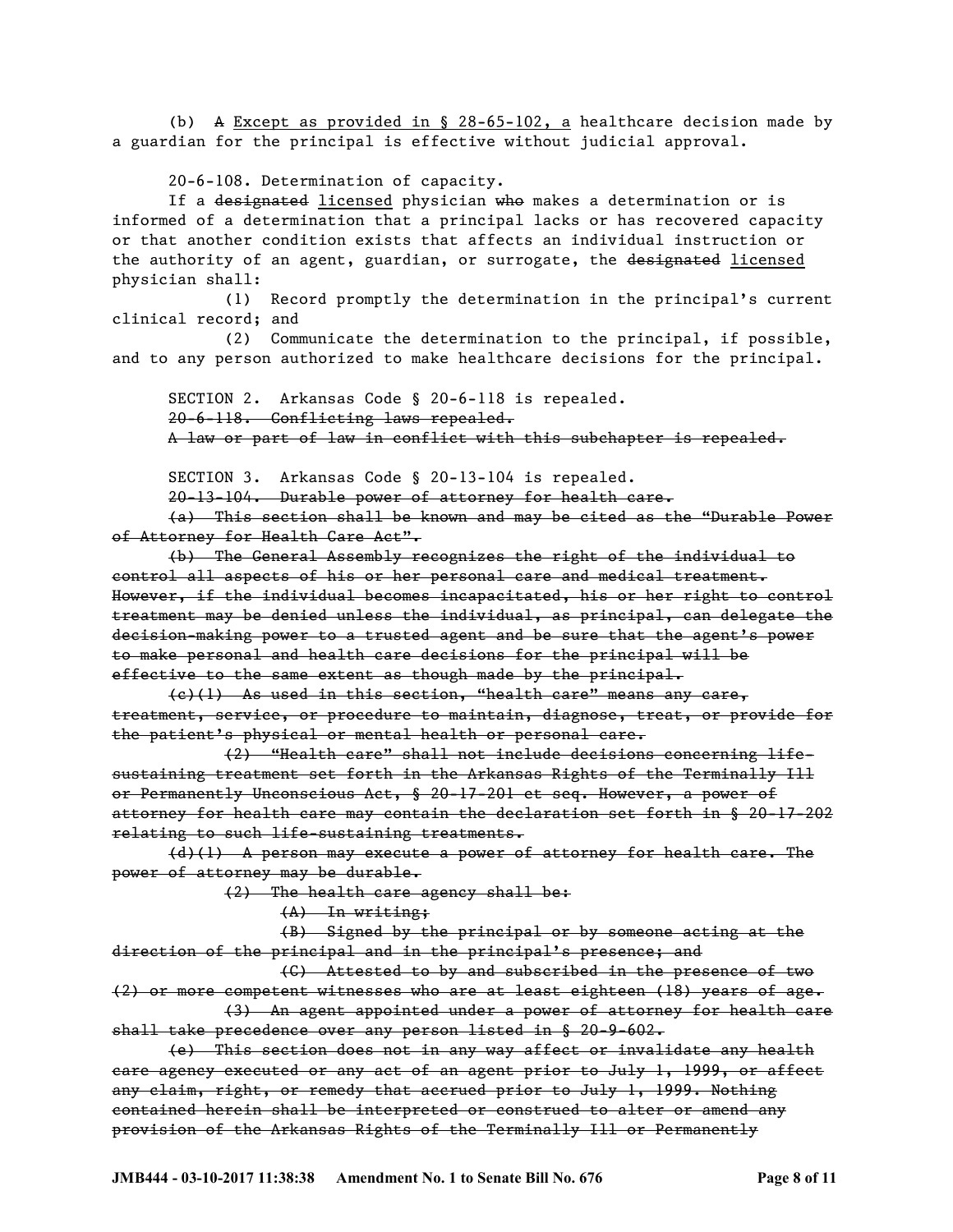(b) ~~A~~ Except as provided in § 28-65-102, a healthcare decision made by a guardian for the principal is effective without judicial approval.

20-6-108. Determination of capacity.

If a ~~designated~~ licensed physician ~~who~~ makes a determination or is informed of a determination that a principal lacks or has recovered capacity or that another condition exists that affects an individual instruction or the authority of an agent, guardian, or surrogate, the ~~designated~~ licensed physician shall:

(1) Record promptly the determination in the principal's current clinical record; and

(2) Communicate the determination to the principal, if possible, and to any person authorized to make healthcare decisions for the principal.

SECTION 2. Arkansas Code § 20-6-118 is repealed.

~~20-6-118. Conflicting laws repealed.~~

~~A law or part of law in conflict with this subchapter is repealed.~~

SECTION 3. Arkansas Code § 20-13-104 is repealed.

~~20-13-104. Durable power of attorney for health care.~~

~~(a) This section shall be known and may be cited as the "Durable Power of Attorney for Health Care Act".~~

~~(b) The General Assembly recognizes the right of the individual to control all aspects of his or her personal care and medical treatment. However, if the individual becomes incapacitated, his or her right to control treatment may be denied unless the individual, as principal, can delegate the decision-making power to a trusted agent and be sure that the agent's power to make personal and health care decisions for the principal will be effective to the same extent as though made by the principal.~~

~~(c)(1) As used in this section, "health care" means any care, treatment, service, or procedure to maintain, diagnose, treat, or provide for the patient's physical or mental health or personal care.~~

~~(2) "Health care" shall not include decisions concerning life-sustaining treatment set forth in the Arkansas Rights of the Terminally Ill or Permanently Unconscious Act, § 20-17-201 et seq. However, a power of attorney for health care may contain the declaration set forth in § 20-17-202 relating to such life-sustaining treatments.~~

~~(d)(1) A person may execute a power of attorney for health care. The power of attorney may be durable.~~

~~(2) The health care agency shall be:~~

~~(A) In writing;~~

~~(B) Signed by the principal or by someone acting at the direction of the principal and in the principal's presence; and~~

~~(C) Attested to by and subscribed in the presence of two (2) or more competent witnesses who are at least eighteen (18) years of age.~~

~~(3) An agent appointed under a power of attorney for health care shall take precedence over any person listed in § 20-9-602.~~

~~(e) This section does not in any way affect or invalidate any health care agency executed or any act of an agent prior to July 1, 1999, or affect any claim, right, or remedy that accrued prior to July 1, 1999. Nothing contained herein shall be interpreted or construed to alter or amend any provision of the Arkansas Rights of the Terminally Ill or Permanently~~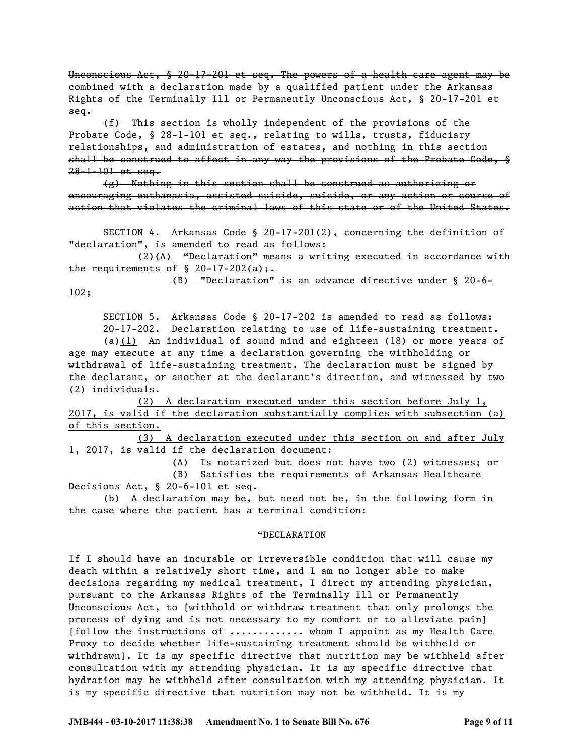~~Unconscious Act, § 20-17-201 et seq. The powers of a health care agent may be combined with a declaration made by a qualified patient under the Arkansas Rights of the Terminally Ill or Permanently Unconscious Act, § 20-17-201 et seq.~~

~~(f) This section is wholly independent of the provisions of the Probate Code, § 28-1-101 et seq., relating to wills, trusts, fiduciary relationships, and administration of estates, and nothing in this section shall be construed to affect in any way the provisions of the Probate Code, § 28-1-101 et seq.~~

~~(g) Nothing in this section shall be construed as authorizing or encouraging euthanasia, assisted suicide, suicide, or any action or course of action that violates the criminal laws of this state or of the United States.~~

SECTION 4. Arkansas Code § 20-17-201(2), concerning the definition of "declaration", is amended to read as follows:

(2)<u>(A)</u> "Declaration" means a writing executed in accordance with the requirements of § 20-17-202(a)~~;~~<u>.</u>

<u>(B) "Declaration" is an advance directive under § 20-6-102;</u>

SECTION 5. Arkansas Code § 20-17-202 is amended to read as follows:

20-17-202. Declaration relating to use of life-sustaining treatment.

(a)<u>(1)</u> An individual of sound mind and eighteen (18) or more years of age may execute at any time a declaration governing the withholding or withdrawal of life-sustaining treatment. The declaration must be signed by the declarant, or another at the declarant's direction, and witnessed by two (2) individuals.

<u>(2) A declaration executed under this section before July 1, 2017, is valid if the declaration substantially complies with subsection (a) of this section.</u>

<u>(3) A declaration executed under this section on and after July 1, 2017, is valid if the declaration document:</u>

<u>(A) Is notarized but does not have two (2) witnesses; or</u>

<u>(B) Satisfies the requirements of Arkansas Healthcare Decisions Act, § 20-6-101 et seq.</u>

(b) A declaration may be, but need not be, in the following form in the case where the patient has a terminal condition:

"DECLARATION

If I should have an incurable or irreversible condition that will cause my death within a relatively short time, and I am no longer able to make decisions regarding my medical treatment, I direct my attending physician, pursuant to the Arkansas Rights of the Terminally Ill or Permanently Unconscious Act, to [withhold or withdraw treatment that only prolongs the process of dying and is not necessary to my comfort or to alleviate pain] [follow the instructions of ............ whom I appoint as my Health Care Proxy to decide whether life-sustaining treatment should be withheld or withdrawn]. It is my specific directive that nutrition may be withheld after consultation with my attending physician. It is my specific directive that hydration may be withheld after consultation with my attending physician. It is my specific directive that nutrition may not be withheld. It is my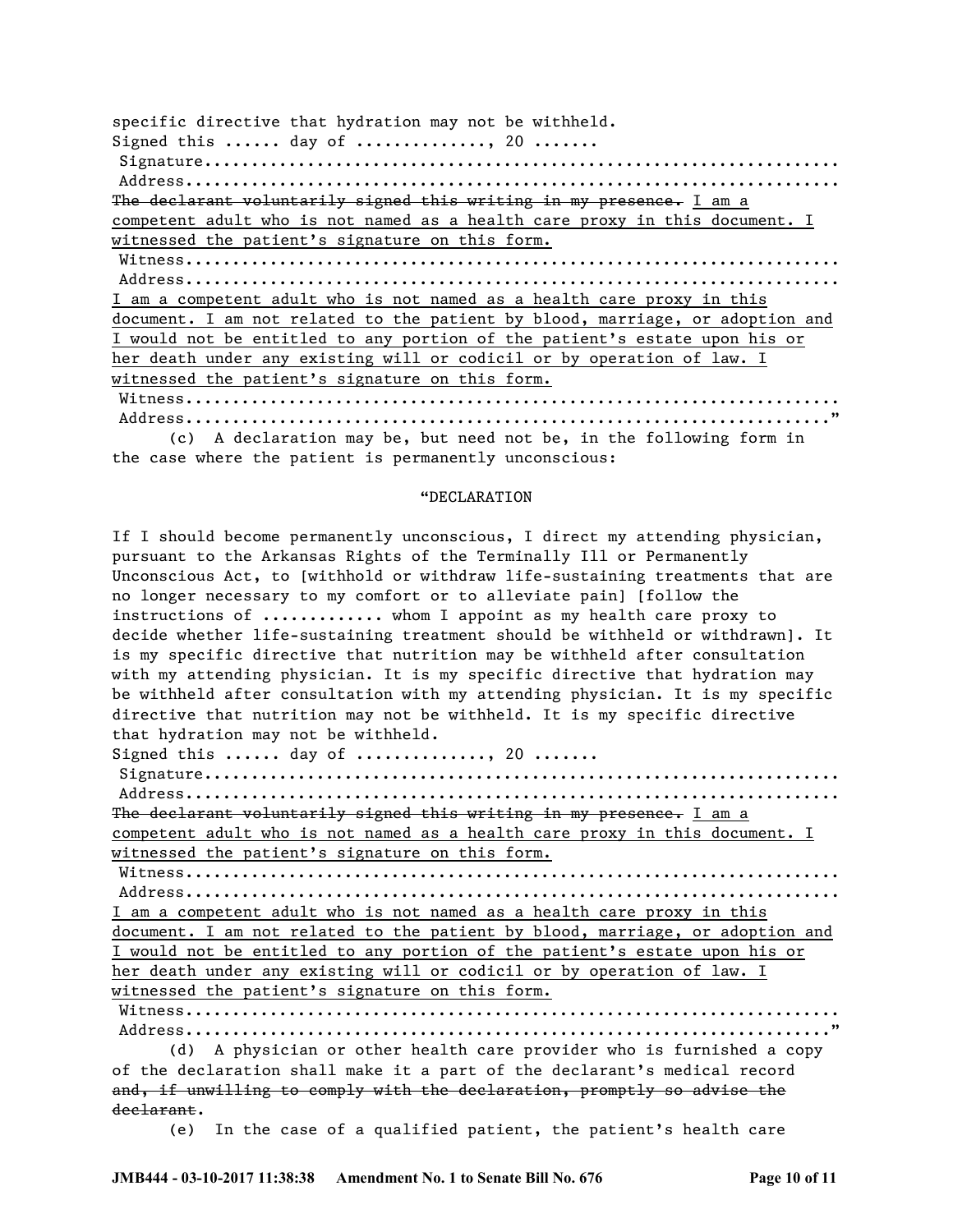specific directive that hydration may not be withheld.

Signed this ...... day of ............., 20 .......

Signature...................................................................

Address.....................................................................

~~The declarant voluntarily signed this writing in my presence.~~ <u>I am a competent adult who is not named as a health care proxy in this document. I witnessed the patient's signature on this form.</u>

Witness.....................................................................

Address.....................................................................

<u>I am a competent adult who is not named as a health care proxy in this document. I am not related to the patient by blood, marriage, or adoption and I would not be entitled to any portion of the patient's estate upon his or her death under any existing will or codicil or by operation of law. I witnessed the patient's signature on this form.</u>

Witness.....................................................................

Address....................................................................."

(c) A declaration may be, but need not be, in the following form in the case where the patient is permanently unconscious:

"DECLARATION

If I should become permanently unconscious, I direct my attending physician, pursuant to the Arkansas Rights of the Terminally Ill or Permanently Unconscious Act, to [withhold or withdraw life-sustaining treatments that are no longer necessary to my comfort or to alleviate pain] [follow the instructions of ............ whom I appoint as my health care proxy to decide whether life-sustaining treatment should be withheld or withdrawn]. It is my specific directive that nutrition may be withheld after consultation with my attending physician. It is my specific directive that hydration may be withheld after consultation with my attending physician. It is my specific directive that nutrition may not be withheld. It is my specific directive that hydration may not be withheld.

Signed this ...... day of ............., 20 .......

Signature...................................................................

Address.....................................................................

~~The declarant voluntarily signed this writing in my presence.~~ <u>I am a competent adult who is not named as a health care proxy in this document. I witnessed the patient's signature on this form.</u>

Witness.....................................................................

Address.....................................................................

<u>I am a competent adult who is not named as a health care proxy in this document. I am not related to the patient by blood, marriage, or adoption and I would not be entitled to any portion of the patient's estate upon his or her death under any existing will or codicil or by operation of law. I witnessed the patient's signature on this form.</u>

Witness.....................................................................

Address....................................................................."

(d) A physician or other health care provider who is furnished a copy of the declaration shall make it a part of the declarant's medical record ~~and, if unwilling to comply with the declaration, promptly so advise the declarant~~.

(e) In the case of a qualified patient, the patient's health care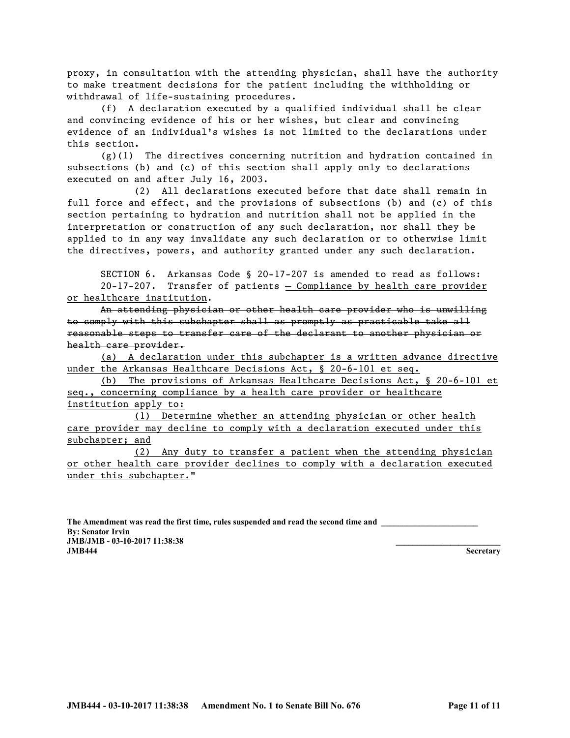proxy, in consultation with the attending physician, shall have the authority to make treatment decisions for the patient including the withholding or withdrawal of life-sustaining procedures.

(f) A declaration executed by a qualified individual shall be clear and convincing evidence of his or her wishes, but clear and convincing evidence of an individual's wishes is not limited to the declarations under this section.

(g)(1) The directives concerning nutrition and hydration contained in subsections (b) and (c) of this section shall apply only to declarations executed on and after July 16, 2003.

(2) All declarations executed before that date shall remain in full force and effect, and the provisions of subsections (b) and (c) of this section pertaining to hydration and nutrition shall not be applied in the interpretation or construction of any such declaration, nor shall they be applied to in any way invalidate any such declaration or to otherwise limit the directives, powers, and authority granted under any such declaration.

SECTION 6. Arkansas Code § 20-17-207 is amended to read as follows:

20-17-207. Transfer of patients <u>— Compliance by health care provider or healthcare institution</u>.

~~An attending physician or other health care provider who is unwilling to comply with this subchapter shall as promptly as practicable take all reasonable steps to transfer care of the declarant to another physician or health care provider.~~

<u>(a) A declaration under this subchapter is a written advance directive under the Arkansas Healthcare Decisions Act, § 20-6-101 et seq.</u>

<u>(b) The provisions of Arkansas Healthcare Decisions Act, § 20-6-101 et seq., concerning compliance by a health care provider or healthcare institution apply to:</u>

<u>(1) Determine whether an attending physician or other health care provider may decline to comply with a declaration executed under this subchapter; and</u>

<u>(2) Any duty to transfer a patient when the attending physician or other health care provider declines to comply with a declaration executed under this subchapter.</u>"

**The Amendment was read the first time, rules suspended and read the second time and \_\_\_\_\_\_\_\_\_\_\_\_\_\_\_\_\_\_\_\_\_\_**

**By: Senator Irvin**

**JMB/JMB - 03-10-2017 11:38:38**

**JMB444**

\_\_\_\_\_\_\_\_\_\_\_\_\_\_\_\_\_\_\_\_\_\_\_\_\_

**Secretary**